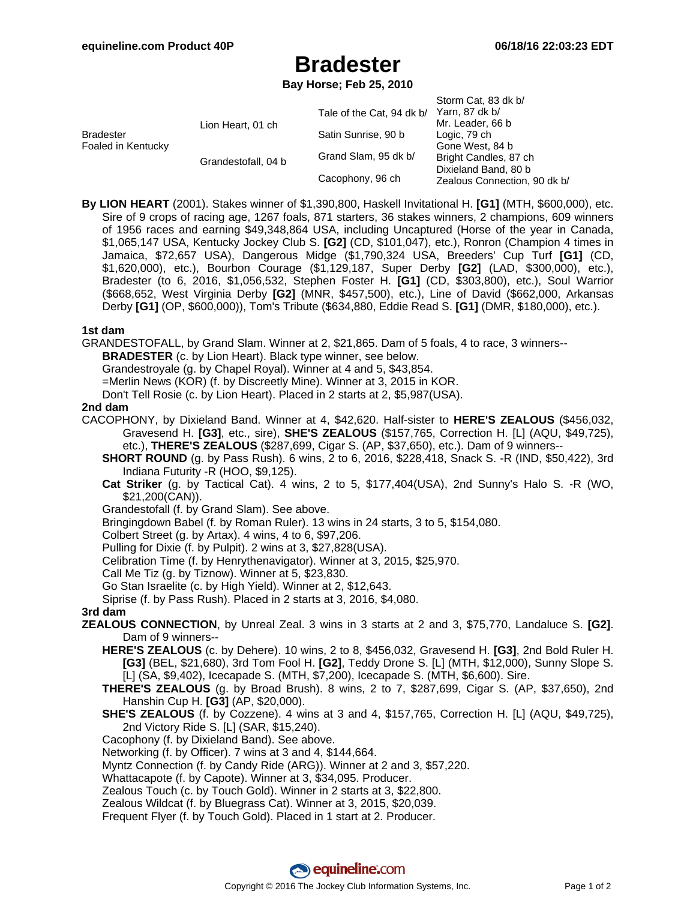equineline.com Product 40P — 06/18/16 22:03:23 EDT

# Bradester

**Bay Horse; Feb 25, 2010**

| | | | |
|---|---|---|---|
| Bradester<br>Foaled in Kentucky | Lion Heart, 01 ch | Tale of the Cat, 94 dk b/ | Storm Cat, 83 dk b/ |
| | | | Yarn, 87 dk b/ |
| | | Satin Sunrise, 90 b | Mr. Leader, 66 b |
| | | | Logic, 79 ch |
| | Grandestofall, 04 b | Grand Slam, 95 dk b/ | Gone West, 84 b |
| | | | Bright Candles, 87 ch |
| | | Cacophony, 96 ch | Dixieland Band, 80 b |
| | | | Zealous Connection, 90 dk b/ |

**By LION HEART** (2001). Stakes winner of $1,390,800, Haskell Invitational H. **[G1]** (MTH, $600,000), etc. Sire of 9 crops of racing age, 1267 foals, 871 starters, 36 stakes winners, 2 champions, 609 winners of 1956 races and earning $49,348,864 USA, including Uncaptured (Horse of the year in Canada, $1,065,147 USA, Kentucky Jockey Club S. **[G2]** (CD, $101,047), etc.), Ronron (Champion 4 times in Jamaica, $72,657 USA), Dangerous Midge ($1,790,324 USA, Breeders' Cup Turf **[G1]** (CD, $1,620,000), etc.), Bourbon Courage ($1,129,187, Super Derby **[G2]** (LAD, $300,000), etc.), Bradester (to 6, 2016, $1,056,532, Stephen Foster H. **[G1]** (CD, $303,800), etc.), Soul Warrior ($668,652, West Virginia Derby **[G2]** (MNR, $457,500), etc.), Line of David ($662,000, Arkansas Derby **[G1]** (OP, $600,000)), Tom's Tribute ($634,880, Eddie Read S. **[G1]** (DMR, $180,000), etc.).

**1st dam**

GRANDESTOFALL, by Grand Slam. Winner at 2, $21,865. Dam of 5 foals, 4 to race, 3 winners--

- **BRADESTER** (c. by Lion Heart). Black type winner, see below.
- Grandestroyale (g. by Chapel Royal). Winner at 4 and 5, $43,854.
- =Merlin News (KOR) (f. by Discreetly Mine). Winner at 3, 2015 in KOR.
- Don't Tell Rosie (c. by Lion Heart). Placed in 2 starts at 2, $5,987(USA).

**2nd dam**

CACOPHONY, by Dixieland Band. Winner at 4, $42,620. Half-sister to **HERE'S ZEALOUS** ($456,032, Gravesend H. **[G3]**, etc., sire), **SHE'S ZEALOUS** ($157,765, Correction H. [L] (AQU, $49,725), etc.), **THERE'S ZEALOUS** ($287,699, Cigar S. (AP, $37,650), etc.). Dam of 9 winners--

- **SHORT ROUND** (g. by Pass Rush). 6 wins, 2 to 6, 2016, $228,418, Snack S. -R (IND, $50,422), 3rd Indiana Futurity -R (HOO, $9,125).
- **Cat Striker** (g. by Tactical Cat). 4 wins, 2 to 5, $177,404(USA), 2nd Sunny's Halo S. -R (WO, $21,200(CAN)).
- Grandestofall (f. by Grand Slam). See above.
- Bringingdown Babel (f. by Roman Ruler). 13 wins in 24 starts, 3 to 5, $154,080.
- Colbert Street (g. by Artax). 4 wins, 4 to 6, $97,206.
- Pulling for Dixie (f. by Pulpit). 2 wins at 3, $27,828(USA).
- Celibration Time (f. by Henrythenavigator). Winner at 3, 2015, $25,970.
- Call Me Tiz (g. by Tiznow). Winner at 5, $23,830.
- Go Stan Israelite (c. by High Yield). Winner at 2, $12,643.
- Siprise (f. by Pass Rush). Placed in 2 starts at 3, 2016, $4,080.

**3rd dam**

**ZEALOUS CONNECTION**, by Unreal Zeal. 3 wins in 3 starts at 2 and 3, $75,770, Landaluce S. **[G2]**. Dam of 9 winners--

- **HERE'S ZEALOUS** (c. by Dehere). 10 wins, 2 to 8, $456,032, Gravesend H. **[G3]**, 2nd Bold Ruler H. **[G3]** (BEL, $21,680), 3rd Tom Fool H. **[G2]**, Teddy Drone S. [L] (MTH, $12,000), Sunny Slope S. [L] (SA, $9,402), Icecapade S. (MTH, $7,200), Icecapade S. (MTH, $6,600). Sire.
- **THERE'S ZEALOUS** (g. by Broad Brush). 8 wins, 2 to 7, $287,699, Cigar S. (AP, $37,650), 2nd Hanshin Cup H. **[G3]** (AP, $20,000).
- **SHE'S ZEALOUS** (f. by Cozzene). 4 wins at 3 and 4, $157,765, Correction H. [L] (AQU, $49,725), 2nd Victory Ride S. [L] (SAR, $15,240).
- Cacophony (f. by Dixieland Band). See above.
- Networking (f. by Officer). 7 wins at 3 and 4, $144,664.
- Myntz Connection (f. by Candy Ride (ARG)). Winner at 2 and 3, $57,220.
- Whattacapote (f. by Capote). Winner at 3, $34,095. Producer.
- Zealous Touch (c. by Touch Gold). Winner in 2 starts at 3, $22,800.
- Zealous Wildcat (f. by Bluegrass Cat). Winner at 3, 2015, $20,039.
- Frequent Flyer (f. by Touch Gold). Placed in 1 start at 2. Producer.

Copyright © 2016 The Jockey Club Information Systems, Inc.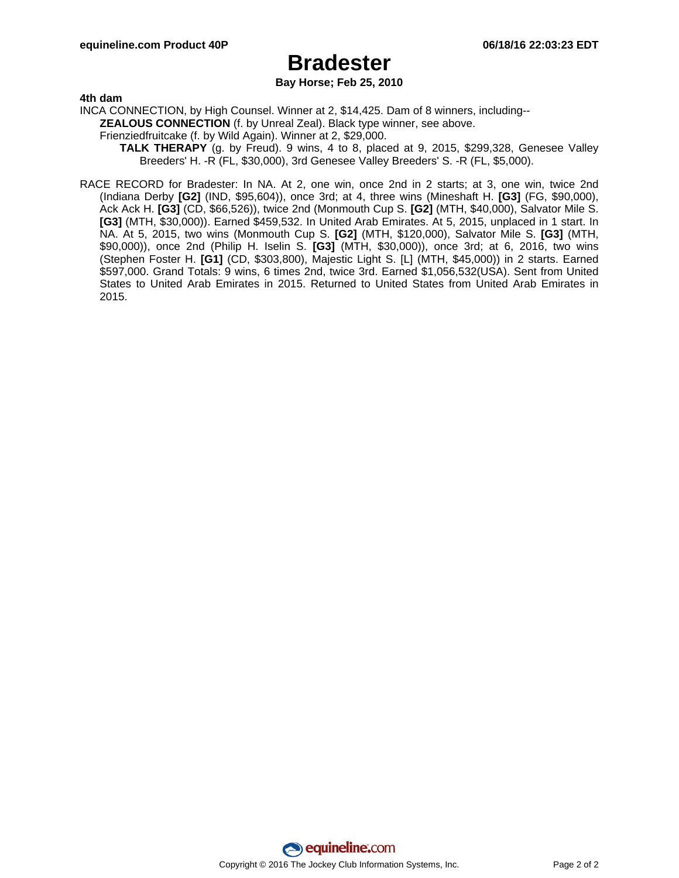# Bradester

**Bay Horse; Feb 25, 2010**

**4th dam**

INCA CONNECTION, by High Counsel. Winner at 2, $14,425. Dam of 8 winners, including--

**ZEALOUS CONNECTION** (f. by Unreal Zeal). Black type winner, see above.

Frienziedfruitcake (f. by Wild Again). Winner at 2, $29,000.

**TALK THERAPY** (g. by Freud). 9 wins, 4 to 8, placed at 9, 2015, $299,328, Genesee Valley Breeders' H. -R (FL, $30,000), 3rd Genesee Valley Breeders' S. -R (FL, $5,000).

RACE RECORD for Bradester: In NA. At 2, one win, once 2nd in 2 starts; at 3, one win, twice 2nd (Indiana Derby **[G2]** (IND, $95,604)), once 3rd; at 4, three wins (Mineshaft H. **[G3]** (FG, $90,000), Ack Ack H. **[G3]** (CD, $66,526)), twice 2nd (Monmouth Cup S. **[G2]** (MTH, $40,000), Salvator Mile S. **[G3]** (MTH, $30,000)). Earned $459,532. In United Arab Emirates. At 5, 2015, unplaced in 1 start. In NA. At 5, 2015, two wins (Monmouth Cup S. **[G2]** (MTH, $120,000), Salvator Mile S. **[G3]** (MTH, $90,000)), once 2nd (Philip H. Iselin S. **[G3]** (MTH, $30,000)), once 3rd; at 6, 2016, two wins (Stephen Foster H. **[G1]** (CD, $303,800), Majestic Light S. [L] (MTH, $45,000)) in 2 starts. Earned $597,000. Grand Totals: 9 wins, 6 times 2nd, twice 3rd. Earned $1,056,532(USA). Sent from United States to United Arab Emirates in 2015. Returned to United States from United Arab Emirates in 2015.